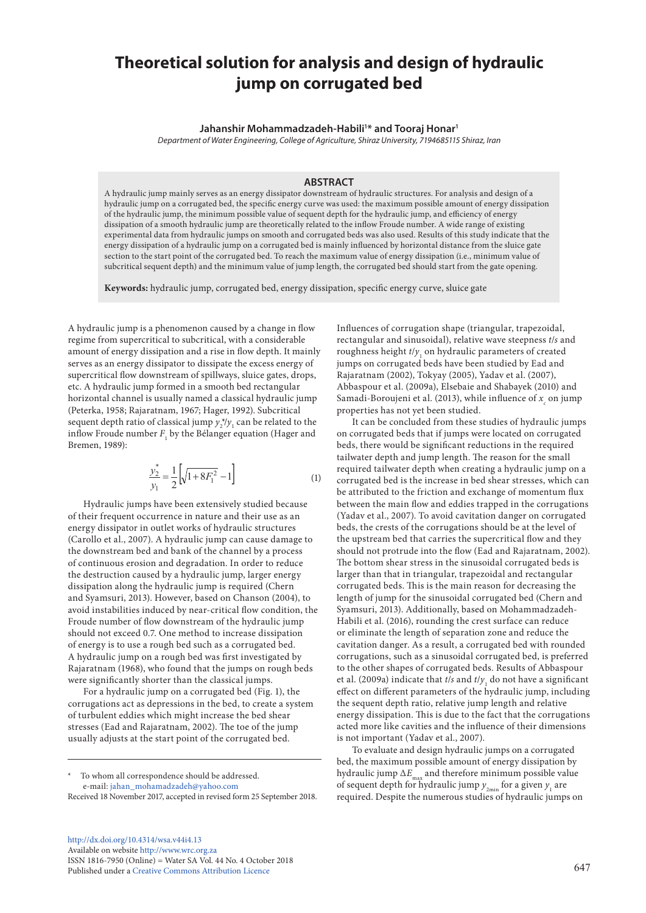# Theoretical solution for analysis and design of hydraulic jump on corrugated bed

**Jahanshir Mohammadzadeh-Habili[1]* and Tooraj Honar[1]**

*Department of Water Engineering, College of Agriculture, Shiraz University, 7194685115 Shiraz, Iran*

## ABSTRACT

A hydraulic jump mainly serves as an energy dissipator downstream of hydraulic structures. For analysis and design of a hydraulic jump on a corrugated bed, the specific energy curve was used: the maximum possible amount of energy dissipation of the hydraulic jump, the minimum possible value of sequent depth for the hydraulic jump, and efficiency of energy dissipation of a smooth hydraulic jump are theoretically related to the inflow Froude number. A wide range of existing experimental data from hydraulic jumps on smooth and corrugated beds was also used. Results of this study indicate that the energy dissipation of a hydraulic jump on a corrugated bed is mainly influenced by horizontal distance from the sluice gate section to the start point of the corrugated bed. To reach the maximum value of energy dissipation (i.e., minimum value of subcritical sequent depth) and the minimum value of jump length, the corrugated bed should start from the gate opening.

**Keywords:** hydraulic jump, corrugated bed, energy dissipation, specific energy curve, sluice gate

A hydraulic jump is a phenomenon caused by a change in flow regime from supercritical to subcritical, with a considerable amount of energy dissipation and a rise in flow depth. It mainly serves as an energy dissipator to dissipate the excess energy of supercritical flow downstream of spillways, sluice gates, drops, etc. A hydraulic jump formed in a smooth bed rectangular horizontal channel is usually named a classical hydraulic jump (Peterka, 1958; Rajaratnam, 1967; Hager, 1992). Subcritical sequent depth ratio of classical jump $y_2^*/y_1$ can be related to the inflow Froude number $F_1$ by the Bélanger equation (Hager and Bremen, 1989):

$$\frac{y_2^*}{y_1} = \frac{1}{2}\left[\sqrt{1+8F_1^2}-1\right] \tag{1}$$

Hydraulic jumps have been extensively studied because of their frequent occurrence in nature and their use as an energy dissipator in outlet works of hydraulic structures (Carollo et al., 2007). A hydraulic jump can cause damage to the downstream bed and bank of the channel by a process of continuous erosion and degradation. In order to reduce the destruction caused by a hydraulic jump, larger energy dissipation along the hydraulic jump is required (Chern and Syamsuri, 2013). However, based on Chanson (2004), to avoid instabilities induced by near-critical flow condition, the Froude number of flow downstream of the hydraulic jump should not exceed 0.7. One method to increase dissipation of energy is to use a rough bed such as a corrugated bed. A hydraulic jump on a rough bed was first investigated by Rajaratnam (1968), who found that the jumps on rough beds were significantly shorter than the classical jumps.

For a hydraulic jump on a corrugated bed (Fig. 1), the corrugations act as depressions in the bed, to create a system of turbulent eddies which might increase the bed shear stresses (Ead and Rajaratnam, 2002). The toe of the jump usually adjusts at the start point of the corrugated bed.

Influences of corrugation shape (triangular, trapezoidal, rectangular and sinusoidal), relative wave steepness $t/s$ and roughness height $t/y_1$ on hydraulic parameters of created jumps on corrugated beds have been studied by Ead and Rajaratnam (2002), Tokyay (2005), Yadav et al. (2007), Abbaspour et al. (2009a), Elsebaie and Shabayek (2010) and Samadi-Boroujeni et al. (2013), while influence of $x_c$ on jump properties has not yet been studied.

It can be concluded from these studies of hydraulic jumps on corrugated beds that if jumps were located on corrugated beds, there would be significant reductions in the required tailwater depth and jump length. The reason for the small required tailwater depth when creating a hydraulic jump on a corrugated bed is the increase in bed shear stresses, which can be attributed to the friction and exchange of momentum flux between the main flow and eddies trapped in the corrugations (Yadav et al., 2007). To avoid cavitation danger on corrugated beds, the crests of the corrugations should be at the level of the upstream bed that carries the supercritical flow and they should not protrude into the flow (Ead and Rajaratnam, 2002). The bottom shear stress in the sinusoidal corrugated beds is larger than that in triangular, trapezoidal and rectangular corrugated beds. This is the main reason for decreasing the length of jump for the sinusoidal corrugated bed (Chern and Syamsuri, 2013). Additionally, based on Mohammadzadeh-Habili et al. (2016), rounding the crest surface can reduce or eliminate the length of separation zone and reduce the cavitation danger. As a result, a corrugated bed with rounded corrugations, such as a sinusoidal corrugated bed, is preferred to the other shapes of corrugated beds. Results of Abbaspour et al. (2009a) indicate that $t/s$ and $t/y_1$ do not have a significant effect on different parameters of the hydraulic jump, including the sequent depth ratio, relative jump length and relative energy dissipation. This is due to the fact that the corrugations acted more like cavities and the influence of their dimensions is not important (Yadav et al., 2007).

To evaluate and design hydraulic jumps on a corrugated bed, the maximum possible amount of energy dissipation by hydraulic jump $\Delta E_{max}$ and therefore minimum possible value of sequent depth for hydraulic jump $y_{2min}$ for a given $y_1$ are required. Despite the numerous studies of hydraulic jumps on

---

* To whom all correspondence should be addressed.
e-mail: jahan_mohamadzadeh@yahoo.com

Received 18 November 2017, accepted in revised form 25 September 2018.

http://dx.doi.org/10.4314/wsa.v44i4.13
Available on website http://www.wrc.org.za
ISSN 1816-7950 (Online) = Water SA Vol. 44 No. 4 October 2018
Published under a Creative Commons Attribution Licence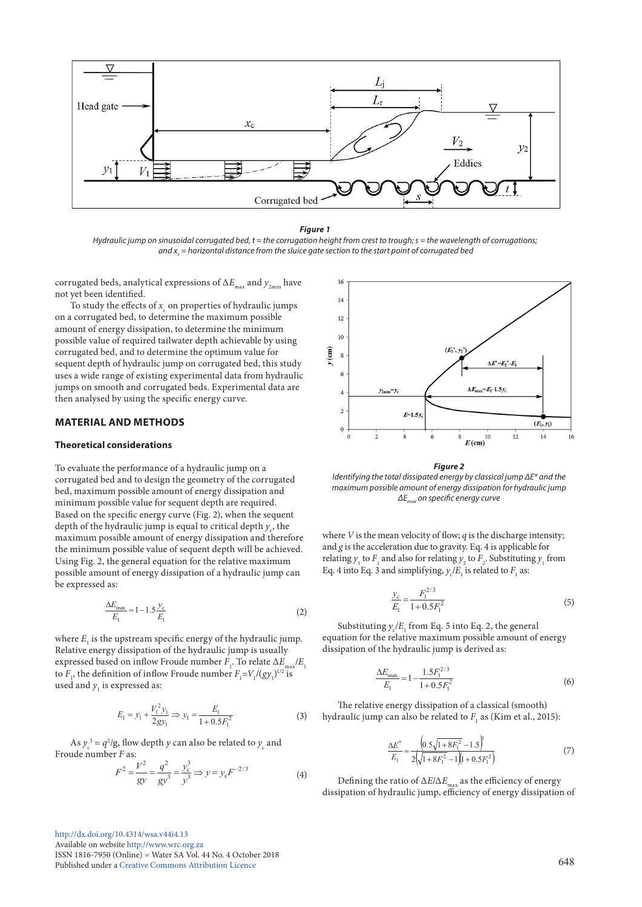**Figure 1**
*Hydraulic jump on sinusoidal corrugated bed, t = the corrugation height from crest to trough; s = the wavelength of corrugations; and $x_c$ = horizontal distance from the sluice gate section to the start point of corrugated bed*

corrugated beds, analytical expressions of $\Delta E_{max}$ and $y_{2min}$ have not yet been identified.

To study the effects of $x_c$ on properties of hydraulic jumps on a corrugated bed, to determine the maximum possible amount of energy dissipation, to determine the minimum possible value of required tailwater depth achievable by using corrugated bed, and to determine the optimum value for sequent depth of hydraulic jump on corrugated bed, this study uses a wide range of existing experimental data from hydraulic jumps on smooth and corrugated beds. Experimental data are then analysed by using the specific energy curve.

## MATERIAL AND METHODS

### Theoretical considerations

To evaluate the performance of a hydraulic jump on a corrugated bed and to design the geometry of the corrugated bed, maximum possible amount of energy dissipation and minimum possible value for sequent depth are required. Based on the specific energy curve (Fig. 2), when the sequent depth of the hydraulic jump is equal to critical depth $y_c$, the maximum possible amount of energy dissipation and therefore the minimum possible value of sequent depth will be achieved. Using Fig. 2, the general equation for the relative maximum possible amount of energy dissipation of a hydraulic jump can be expressed as:

$$\frac{\Delta E_{max}}{E_1} = 1 - 1.5\frac{y_c}{E_1} \tag{2}$$

where $E_1$ is the upstream specific energy of the hydraulic jump. Relative energy dissipation of the hydraulic jump is usually expressed based on inflow Froude number $F_1$. To relate $\Delta E_{max}/E_1$ to $F_1$, the definition of inflow Froude number $F_1 = V_1/(gy_1)^{1/2}$ is used and $y_1$ is expressed as:

$$E_1 = y_1 + \frac{V_1^2 y_1}{2gy_1} \Rightarrow y_1 = \frac{E_1}{1 + 0.5F_1^2} \tag{3}$$

As $y_c^{\,3} = q^2/g$, flow depth $y$ can also be related to $y_c$ and Froude number $F$ as:

$$F^2 = \frac{V^2}{gy} = \frac{q^2}{gy^3} = \frac{y_c^3}{y^3} \Rightarrow y = y_c F^{-2/3} \tag{4}$$

**Figure 2**
*Identifying the total dissipated energy by classical jump $\Delta E^*$ and the maximum possible amount of energy dissipation for hydraulic jump $\Delta E_{max}$ on specific energy curve*

where $V$ is the mean velocity of flow; $q$ is the discharge intensity; and $g$ is the acceleration due to gravity. Eq. 4 is applicable for relating $y_1$ to $F_1$ and also for relating $y_2$ to $F_2$. Substituting $y_1$ from Eq. 4 into Eq. 3 and simplifying, $y_c/E_1$ is related to $F_1$ as:

$$\frac{y_c}{E_1} = \frac{F_1^{2/3}}{1 + 0.5F_1^2} \tag{5}$$

Substituting $y_c/E_1$ from Eq. 5 into Eq. 2, the general equation for the relative maximum possible amount of energy dissipation of the hydraulic jump is derived as:

$$\frac{\Delta E_{max}}{E_1} = 1 - \frac{1.5F_1^{2/3}}{1 + 0.5F_1^2} \tag{6}$$

The relative energy dissipation of a classical (smooth) hydraulic jump can also be related to $F_1$ as (Kim et al., 2015):

$$\frac{\Delta E^*}{E_1} = \frac{\left(0.5\sqrt{1 + 8F_1^2} - 1.5\right)^3}{2\left(\sqrt{1 + 8F_1^2} - 1\right)\left(1 + 0.5F_1^2\right)} \tag{7}$$

Defining the ratio of $\Delta E/\Delta E_{max}$ as the efficiency of energy dissipation of hydraulic jump, efficiency of energy dissipation of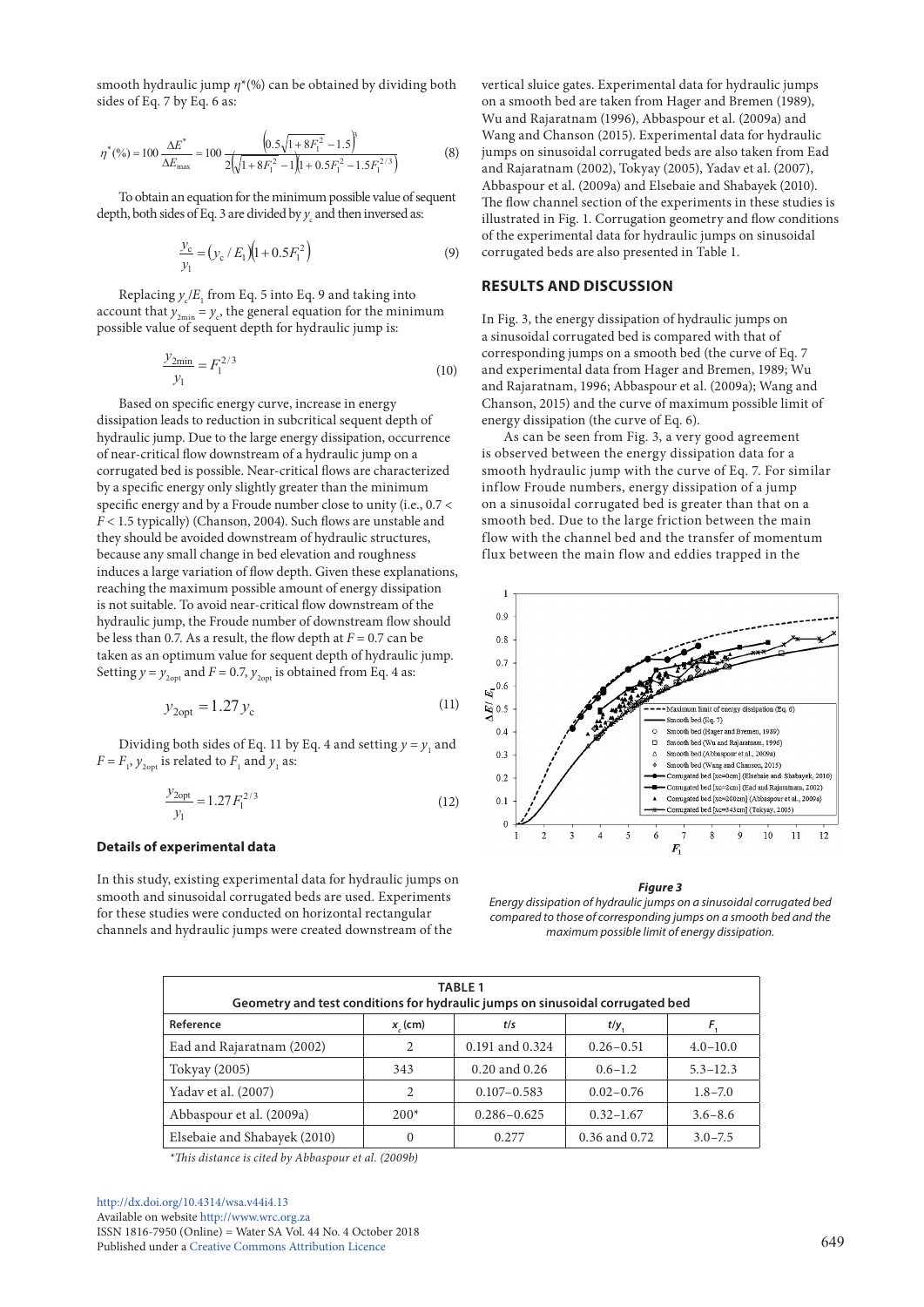smooth hydraulic jump $\eta^*$(%) can be obtained by dividing both sides of Eq. 7 by Eq. 6 as:

$$\eta^*(\%) = 100\frac{\Delta E^*}{\Delta E_{max}} = 100\frac{\left(0.5\sqrt{1+8F_1^2}-1.5\right)^3}{2\left(\sqrt{1+8F_1^2}-1\right)\left(1+0.5F_1^2-1.5F_1^{2/3}\right)} \tag{8}$$

To obtain an equation for the minimum possible value of sequent depth, both sides of Eq. 3 are divided by $y_c$ and then inversed as:

$$\frac{y_c}{y_1} = \left(y_c / E_1\right)\left(1+0.5F_1^2\right) \tag{9}$$

Replacing $y_c/E_1$ from Eq. 5 into Eq. 9 and taking into account that $y_{2min} = y_c$, the general equation for the minimum possible value of sequent depth for hydraulic jump is:

$$\frac{y_{2min}}{y_1} = F_1^{2/3} \tag{10}$$

Based on specific energy curve, increase in energy dissipation leads to reduction in subcritical sequent depth of hydraulic jump. Due to the large energy dissipation, occurrence of near-critical flow downstream of a hydraulic jump on a corrugated bed is possible. Near-critical flows are characterized by a specific energy only slightly greater than the minimum specific energy and by a Froude number close to unity (i.e., $0.7 < F < 1.5$ typically) (Chanson, 2004). Such flows are unstable and they should be avoided downstream of hydraulic structures, because any small change in bed elevation and roughness induces a large variation of flow depth. Given these explanations, reaching the maximum possible amount of energy dissipation is not suitable. To avoid near-critical flow downstream of the hydraulic jump, the Froude number of downstream flow should be less than 0.7. As a result, the flow depth at $F = 0.7$ can be taken as an optimum value for sequent depth of hydraulic jump. Setting $y = y_{2opt}$ and $F = 0.7$, $y_{2opt}$ is obtained from Eq. 4 as:

$$y_{2opt} = 1.27\, y_c \tag{11}$$

Dividing both sides of Eq. 11 by Eq. 4 and setting $y = y_1$ and $F = F_1$, $y_{2opt}$ is related to $F_1$ and $y_1$ as:

$$\frac{y_{2opt}}{y_1} = 1.27 F_1^{2/3} \tag{12}$$

### Details of experimental data

In this study, existing experimental data for hydraulic jumps on smooth and sinusoidal corrugated beds are used. Experiments for these studies were conducted on horizontal rectangular channels and hydraulic jumps were created downstream of the vertical sluice gates. Experimental data for hydraulic jumps on a smooth bed are taken from Hager and Bremen (1989), Wu and Rajaratnam (1996), Abbaspour et al. (2009a) and Wang and Chanson (2015). Experimental data for hydraulic jumps on sinusoidal corrugated beds are also taken from Ead and Rajaratnam (2002), Tokyay (2005), Yadav et al. (2007), Abbaspour et al. (2009a) and Elsebaie and Shabayek (2010). The flow channel section of the experiments in these studies is illustrated in Fig. 1. Corrugation geometry and flow conditions of the experimental data for hydraulic jumps on sinusoidal corrugated beds are also presented in Table 1.

## RESULTS AND DISCUSSION

In Fig. 3, the energy dissipation of hydraulic jumps on a sinusoidal corrugated bed is compared with that of corresponding jumps on a smooth bed (the curve of Eq. 7 and experimental data from Hager and Bremen, 1989; Wu and Rajaratnam, 1996; Abbaspour et al. (2009a); Wang and Chanson, 2015) and the curve of maximum possible limit of energy dissipation (the curve of Eq. 6).

As can be seen from Fig. 3, a very good agreement is observed between the energy dissipation data for a smooth hydraulic jump with the curve of Eq. 7. For similar inflow Froude numbers, energy dissipation of a jump on a sinusoidal corrugated bed is greater than that on a smooth bed. Due to the large friction between the main flow with the channel bed and the transfer of momentum flux between the main flow and eddies trapped in the

***Figure 3***
*Energy dissipation of hydraulic jumps on a sinusoidal corrugated bed compared to those of corresponding jumps on a smooth bed and the maximum possible limit of energy dissipation.*

**TABLE 1**
**Geometry and test conditions for hydraulic jumps on sinusoidal corrugated bed**

| Reference | $x_c$ (cm) | $t/s$ | $t/y_1$ | $F_1$ |
|---|---|---|---|---|
| Ead and Rajaratnam (2002) | 2 | 0.191 and 0.324 | 0.26–0.51 | 4.0–10.0 |
| Tokyay (2005) | 343 | 0.20 and 0.26 | 0.6–1.2 | 5.3–12.3 |
| Yadav et al. (2007) | 2 | 0.107–0.583 | 0.02–0.76 | 1.8–7.0 |
| Abbaspour et al. (2009a) | 200* | 0.286–0.625 | 0.32–1.67 | 3.6–8.6 |
| Elsebaie and Shabayek (2010) | 0 | 0.277 | 0.36 and 0.72 | 3.0–7.5 |

*\*This distance is cited by Abbaspour et al. (2009b)*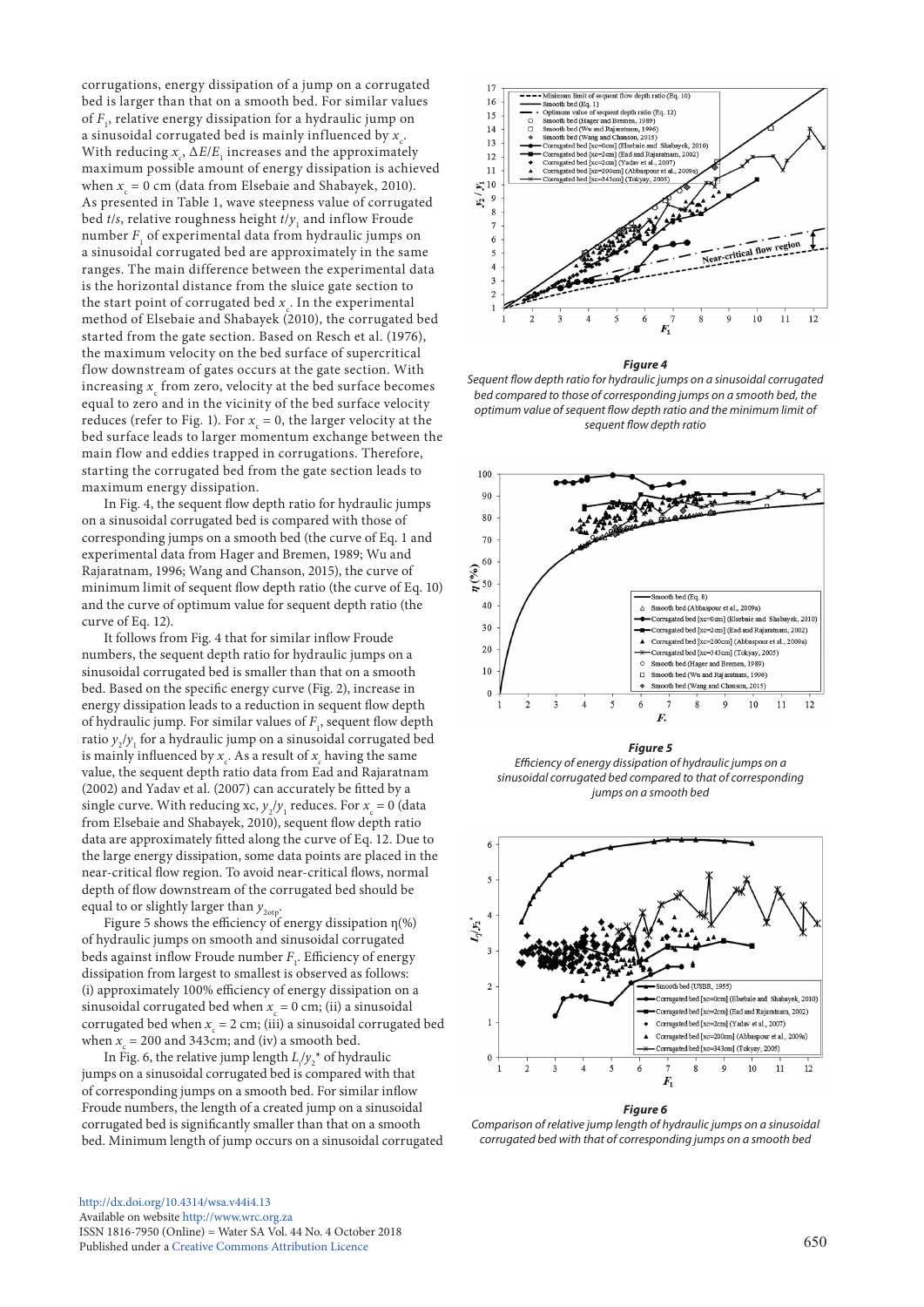corrugations, energy dissipation of a jump on a corrugated bed is larger than that on a smooth bed. For similar values of $F_1$, relative energy dissipation for a hydraulic jump on a sinusoidal corrugated bed is mainly influenced by $x_c$. With reducing $x_c$, $\Delta E/E_1$ increases and the approximately maximum possible amount of energy dissipation is achieved when $x_c = 0$ cm (data from Elsebaie and Shabayek, 2010). As presented in Table 1, wave steepness value of corrugated bed $t/s$, relative roughness height $t/y_1$ and inflow Froude number $F_1$ of experimental data from hydraulic jumps on a sinusoidal corrugated bed are approximately in the same ranges. The main difference between the experimental data is the horizontal distance from the sluice gate section to the start point of corrugated bed $x_c$. In the experimental method of Elsebaie and Shabayek (2010), the corrugated bed started from the gate section. Based on Resch et al. (1976), the maximum velocity on the bed surface of supercritical flow downstream of gates occurs at the gate section. With increasing $x_c$ from zero, velocity at the bed surface becomes equal to zero and in the vicinity of the bed surface velocity reduces (refer to Fig. 1). For $x_c = 0$, the larger velocity at the bed surface leads to larger momentum exchange between the main flow and eddies trapped in corrugations. Therefore, starting the corrugated bed from the gate section leads to maximum energy dissipation.

In Fig. 4, the sequent flow depth ratio for hydraulic jumps on a sinusoidal corrugated bed is compared with those of corresponding jumps on a smooth bed (the curve of Eq. 1 and experimental data from Hager and Bremen, 1989; Wu and Rajaratnam, 1996; Wang and Chanson, 2015), the curve of minimum limit of sequent flow depth ratio (the curve of Eq. 10) and the curve of optimum value for sequent depth ratio (the curve of Eq. 12).

It follows from Fig. 4 that for similar inflow Froude numbers, the sequent depth ratio for hydraulic jumps on a sinusoidal corrugated bed is smaller than that on a smooth bed. Based on the specific energy curve (Fig. 2), increase in energy dissipation leads to a reduction in sequent flow depth of hydraulic jump. For similar values of $F_1$, sequent flow depth ratio $y_2/y_1$ for a hydraulic jump on a sinusoidal corrugated bed is mainly influenced by $x_c$. As a result of $x_c$ having the same value, the sequent depth ratio data from Ead and Rajaratnam (2002) and Yadav et al. (2007) can accurately be fitted by a single curve. With reducing xc, $y_2/y_1$ reduces. For $x_c = 0$ (data from Elsebaie and Shabayek, 2010), sequent flow depth ratio data are approximately fitted along the curve of Eq. 12. Due to the large energy dissipation, some data points are placed in the near-critical flow region. To avoid near-critical flows, normal depth of flow downstream of the corrugated bed should be equal to or slightly larger than $y_{2otp}$.

Figure 5 shows the efficiency of energy dissipation η(%) of hydraulic jumps on smooth and sinusoidal corrugated beds against inflow Froude number $F_1$. Efficiency of energy dissipation from largest to smallest is observed as follows: (i) approximately 100% efficiency of energy dissipation on a sinusoidal corrugated bed when $x_c = 0$ cm; (ii) a sinusoidal corrugated bed when $x_c = 2$ cm; (iii) a sinusoidal corrugated bed when $x_c = 200$ and 343cm; and (iv) a smooth bed.

In Fig. 6, the relative jump length $L_j/y_2^*$ of hydraulic jumps on a sinusoidal corrugated bed is compared with that of corresponding jumps on a smooth bed. For similar inflow Froude numbers, the length of a created jump on a sinusoidal corrugated bed is significantly smaller than that on a smooth bed. Minimum length of jump occurs on a sinusoidal corrugated

**Figure 4**
*Sequent flow depth ratio for hydraulic jumps on a sinusoidal corrugated bed compared to those of corresponding jumps on a smooth bed, the optimum value of sequent flow depth ratio and the minimum limit of sequent flow depth ratio*

**Figure 5**
*Efficiency of energy dissipation of hydraulic jumps on a sinusoidal corrugated bed compared to that of corresponding jumps on a smooth bed*

**Figure 6**
*Comparison of relative jump length of hydraulic jumps on a sinusoidal corrugated bed with that of corresponding jumps on a smooth bed*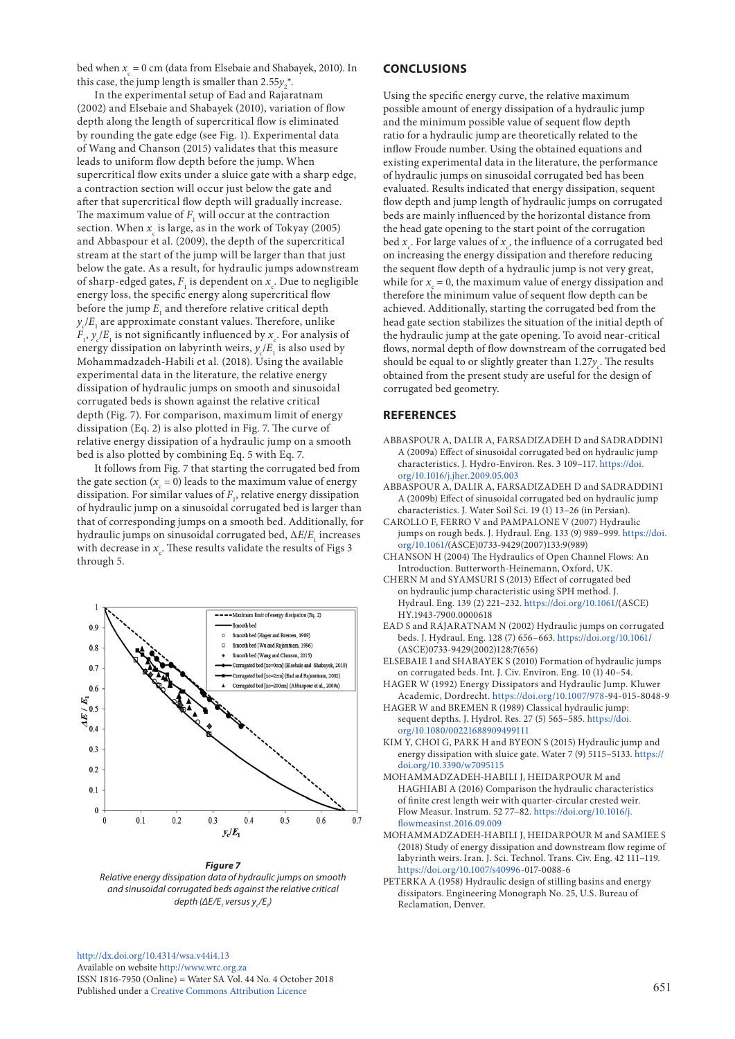bed when $x_c = 0$ cm (data from Elsebaie and Shabayek, 2010). In this case, the jump length is smaller than $2.55y_2^*$.

In the experimental setup of Ead and Rajaratnam (2002) and Elsebaie and Shabayek (2010), variation of flow depth along the length of supercritical flow is eliminated by rounding the gate edge (see Fig. 1). Experimental data of Wang and Chanson (2015) validates that this measure leads to uniform flow depth before the jump. When supercritical flow exits under a sluice gate with a sharp edge, a contraction section will occur just below the gate and after that supercritical flow depth will gradually increase. The maximum value of $F_1$ will occur at the contraction section. When $x_c$ is large, as in the work of Tokyay (2005) and Abbaspour et al. (2009), the depth of the supercritical stream at the start of the jump will be larger than that just below the gate. As a result, for hydraulic jumps adownstream of sharp-edged gates, $F_1$ is dependent on $x_c$. Due to negligible energy loss, the specific energy along supercritical flow before the jump $E_1$ and therefore relative critical depth $y_c/E_1$ are approximate constant values. Therefore, unlike $F_1$, $y_c/E_1$ is not significantly influenced by $x_c$. For analysis of energy dissipation on labyrinth weirs, $y_c/E_1$ is also used by Mohammadzadeh-Habili et al. (2018). Using the available experimental data in the literature, the relative energy dissipation of hydraulic jumps on smooth and sinusoidal corrugated beds is shown against the relative critical depth (Fig. 7). For comparison, maximum limit of energy dissipation (Eq. 2) is also plotted in Fig. 7. The curve of relative energy dissipation of a hydraulic jump on a smooth bed is also plotted by combining Eq. 5 with Eq. 7.

It follows from Fig. 7 that starting the corrugated bed from the gate section ($x_c = 0$) leads to the maximum value of energy dissipation. For similar values of $F_1$, relative energy dissipation of hydraulic jump on a sinusoidal corrugated bed is larger than that of corresponding jumps on a smooth bed. Additionally, for hydraulic jumps on sinusoidal corrugated bed, $\Delta E/E_1$ increases with decrease in $x_c$. These results validate the results of Figs 3 through 5.

*Figure 7*
*Relative energy dissipation data of hydraulic jumps on smooth and sinusoidal corrugated beds against the relative critical depth ($\Delta E/E_1$ versus $y_c/E_1$)*

## CONCLUSIONS

Using the specific energy curve, the relative maximum possible amount of energy dissipation of a hydraulic jump and the minimum possible value of sequent flow depth ratio for a hydraulic jump are theoretically related to the inflow Froude number. Using the obtained equations and existing experimental data in the literature, the performance of hydraulic jumps on sinusoidal corrugated bed has been evaluated. Results indicated that energy dissipation, sequent flow depth and jump length of hydraulic jumps on corrugated beds are mainly influenced by the horizontal distance from the head gate opening to the start point of the corrugation bed $x_c$. For large values of $x_c$, the influence of a corrugated bed on increasing the energy dissipation and therefore reducing the sequent flow depth of a hydraulic jump is not very great, while for $x_c = 0$, the maximum value of energy dissipation and therefore the minimum value of sequent flow depth can be achieved. Additionally, starting the corrugated bed from the head gate section stabilizes the situation of the initial depth of the hydraulic jump at the gate opening. To avoid near-critical flows, normal depth of flow downstream of the corrugated bed should be equal to or slightly greater than $1.27y_c$. The results obtained from the present study are useful for the design of corrugated bed geometry.

## REFERENCES

ABBASPOUR A, DALIR A, FARSADIZADEH D and SADRADDINI A (2009a) Effect of sinusoidal corrugated bed on hydraulic jump characteristics. J. Hydro-Environ. Res. 3 109–117. https://doi.org/10.1016/j.jher.2009.05.003

ABBASPOUR A, DALIR A, FARSADIZADEH D and SADRADDINI A (2009b) Effect of sinusoidal corrugated bed on hydraulic jump characteristics. J. Water Soil Sci. 19 (1) 13–26 (in Persian).

CAROLLO F, FERRO V and PAMPALONE V (2007) Hydraulic jumps on rough beds. J. Hydraul. Eng. 133 (9) 989–999. https://doi.org/10.1061/(ASCE)0733-9429(2007)133:9(989)

CHANSON H (2004) The Hydraulics of Open Channel Flows: An Introduction. Butterworth-Heinemann, Oxford, UK.

CHERN M and SYAMSURI S (2013) Effect of corrugated bed on hydraulic jump characteristic using SPH method. J. Hydraul. Eng. 139 (2) 221–232. https://doi.org/10.1061/(ASCE)HY.1943-7900.0000618

EAD S and RAJARATNAM N (2002) Hydraulic jumps on corrugated beds. J. Hydraul. Eng. 128 (7) 656–663. https://doi.org/10.1061/(ASCE)0733-9429(2002)128:7(656)

ELSEBAIE I and SHABAYEK S (2010) Formation of hydraulic jumps on corrugated beds. Int. J. Civ. Environ. Eng. 10 (1) 40–54.

HAGER W (1992) Energy Dissipators and Hydraulic Jump. Kluwer Academic, Dordrecht. https://doi.org/10.1007/978-94-015-8048-9

HAGER W and BREMEN R (1989) Classical hydraulic jump: sequent depths. J. Hydrol. Res. 27 (5) 565–585. https://doi.org/10.1080/00221688909499111

KIM Y, CHOI G, PARK H and BYEON S (2015) Hydraulic jump and energy dissipation with sluice gate. Water 7 (9) 5115–5133. https://doi.org/10.3390/w7095115

MOHAMMADZADEH-HABILI J, HEIDARPOUR M and HAGHIABI A (2016) Comparison the hydraulic characteristics of finite crest length weir with quarter-circular crested weir. Flow Measur. Instrum. 52 77–82. https://doi.org/10.1016/j.flowmeasinst.2016.09.009

MOHAMMADZADEH-HABILI J, HEIDARPOUR M and SAMIEE S (2018) Study of energy dissipation and downstream flow regime of labyrinth weirs. Iran. J. Sci. Technol. Trans. Civ. Eng. 42 111–119. https://doi.org/10.1007/s40996-017-0088-6

PETERKA A (1958) Hydraulic design of stilling basins and energy dissipators. Engineering Monograph No. 25, U.S. Bureau of Reclamation, Denver.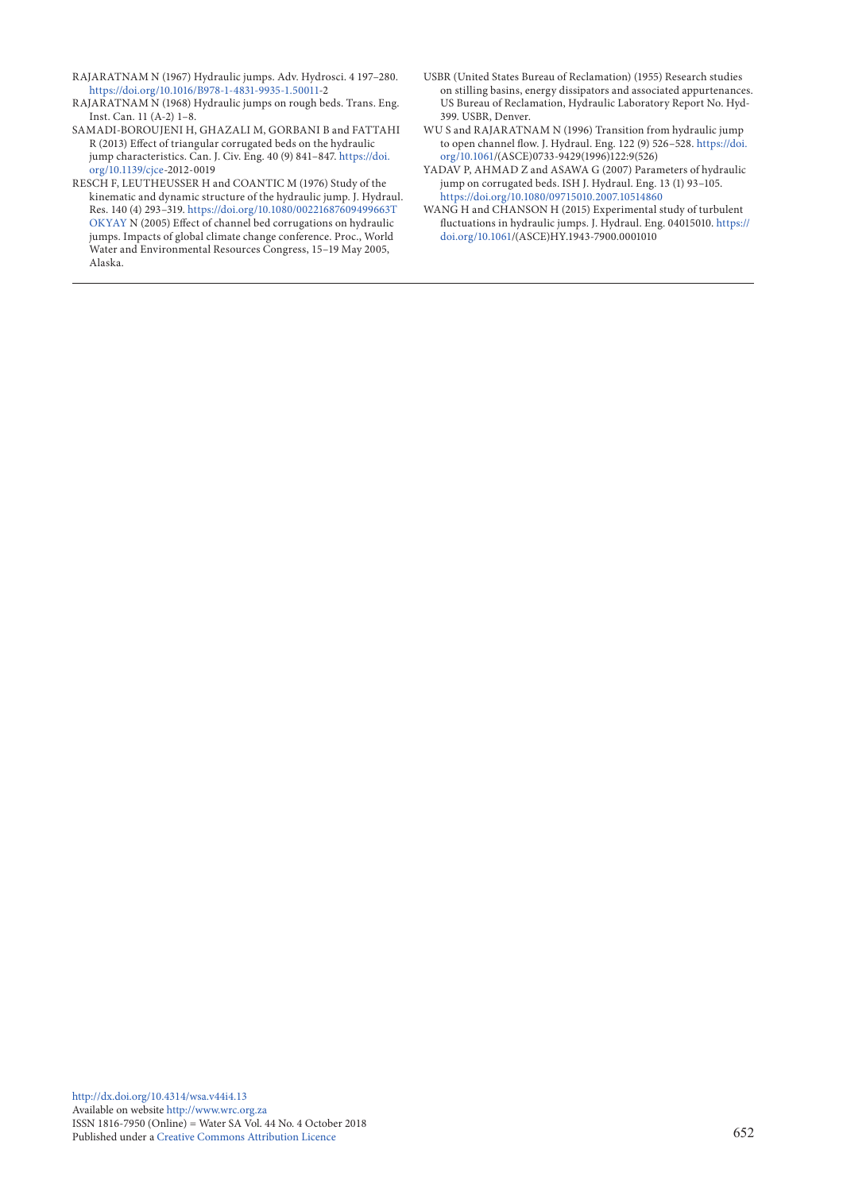RAJARATNAM N (1967) Hydraulic jumps. Adv. Hydrosci. 4 197–280. https://doi.org/10.1016/B978-1-4831-9935-1.50011-2

RAJARATNAM N (1968) Hydraulic jumps on rough beds. Trans. Eng. Inst. Can. 11 (A-2) 1–8.

SAMADI-BOROUJENI H, GHAZALI M, GORBANI B and FATTAHI R (2013) Effect of triangular corrugated beds on the hydraulic jump characteristics. Can. J. Civ. Eng. 40 (9) 841–847. https://doi.org/10.1139/cjce-2012-0019

RESCH F, LEUTHEUSSER H and COANTIC M (1976) Study of the kinematic and dynamic structure of the hydraulic jump. J. Hydraul. Res. 140 (4) 293–319. https://doi.org/10.1080/00221687609499663T

OKYAY N (2005) Effect of channel bed corrugations on hydraulic jumps. Impacts of global climate change conference. Proc., World Water and Environmental Resources Congress, 15–19 May 2005, Alaska.

USBR (United States Bureau of Reclamation) (1955) Research studies on stilling basins, energy dissipators and associated appurtenances. US Bureau of Reclamation, Hydraulic Laboratory Report No. Hyd-399. USBR, Denver.

WU S and RAJARATNAM N (1996) Transition from hydraulic jump to open channel flow. J. Hydraul. Eng. 122 (9) 526–528. https://doi.org/10.1061/(ASCE)0733-9429(1996)122:9(526)

YADAV P, AHMAD Z and ASAWA G (2007) Parameters of hydraulic jump on corrugated beds. ISH J. Hydraul. Eng. 13 (1) 93–105. https://doi.org/10.1080/09715010.2007.10514860

WANG H and CHANSON H (2015) Experimental study of turbulent fluctuations in hydraulic jumps. J. Hydraul. Eng. 04015010. https://doi.org/10.1061/(ASCE)HY.1943-7900.0001010